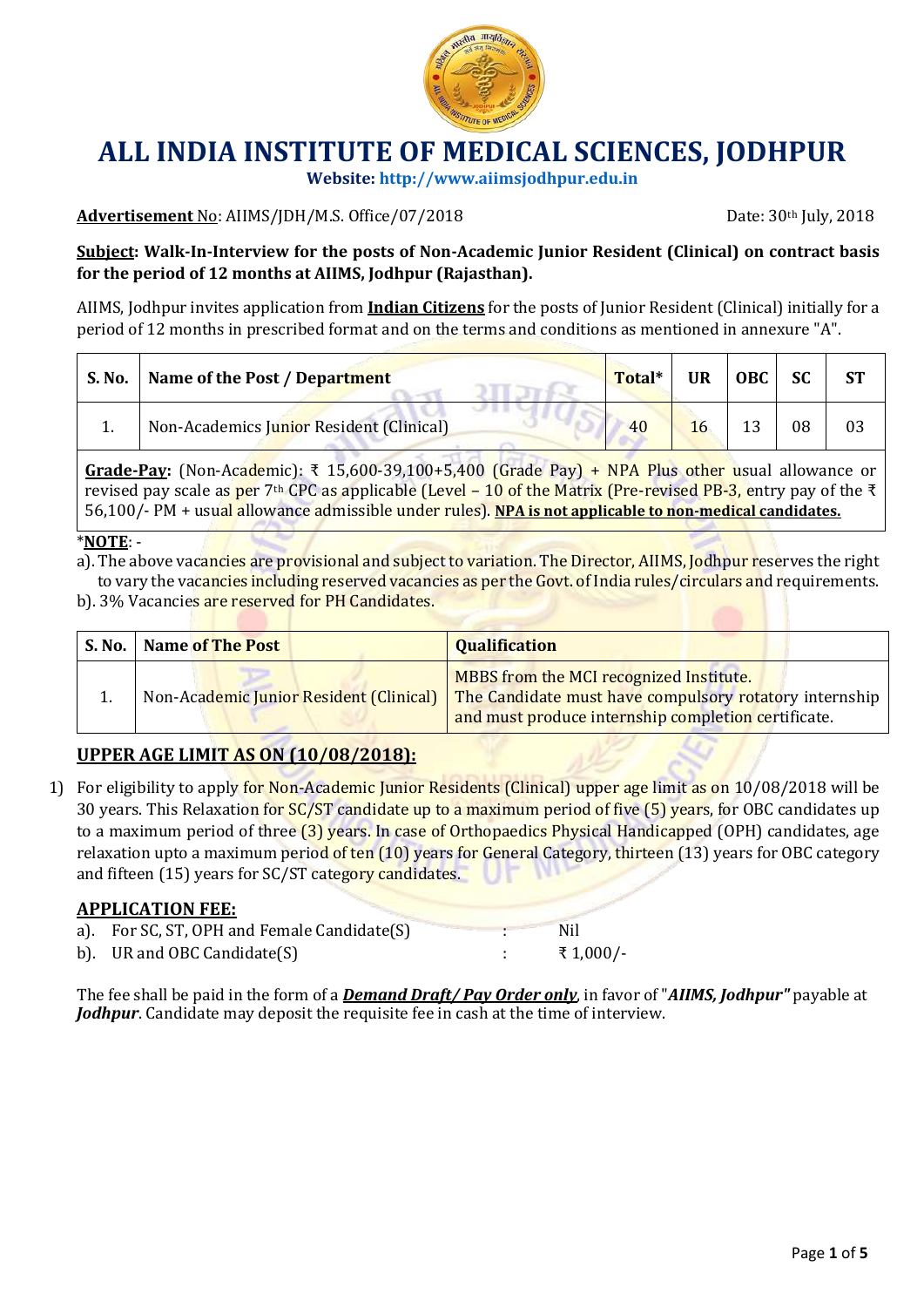# ALL INDIA INSTITUTE OF MEDICAL SCIENCES, JODHPUR

**Website: http://www.aiimsjodhpur.edu.in**

**Advertisement No**: AIIMS/JDH/M.S. Office/07/2018 Date: 30th July, 2018

**Subject: Walk-In-Interview for the posts of Non-Academic Junior Resident (Clinical) on contract basis for the period of 12 months at AIIMS, Jodhpur (Rajasthan).**

AIIMS, Jodhpur invites application from **Indian Citizens** for the posts of Junior Resident (Clinical) initially for a period of 12 months in prescribed format and on the terms and conditions as mentioned in annexure "A".

| S. No. | Name of the Post / Department | Total* | UR | OBC | SC | ST |
|---|---|---|---|---|---|---|
| 1. | Non-Academics Junior Resident (Clinical) | 40 | 16 | 13 | 08 | 03 |

**Grade-Pay:** (Non-Academic): ₹ 15,600-39,100+5,400 (Grade Pay) + NPA Plus other usual allowance or revised pay scale as per 7th CPC as applicable (Level – 10 of the Matrix (Pre-revised PB-3, entry pay of the ₹ 56,100/- PM + usual allowance admissible under rules). **NPA is not applicable to non-medical candidates.**

*__NOTE__: -

a). The above vacancies are provisional and subject to variation. The Director, AIIMS, Jodhpur reserves the right to vary the vacancies including reserved vacancies as per the Govt. of India rules/circulars and requirements.

b). 3% Vacancies are reserved for PH Candidates.

| S. No. | Name of The Post | Qualification |
|---|---|---|
| 1. | Non-Academic Junior Resident (Clinical) | MBBS from the MCI recognized Institute. The Candidate must have compulsory rotatory internship and must produce internship completion certificate. |

## UPPER AGE LIMIT AS ON (10/08/2018):

1) For eligibility to apply for Non-Academic Junior Residents (Clinical) upper age limit as on 10/08/2018 will be 30 years. This Relaxation for SC/ST candidate up to a maximum period of five (5) years, for OBC candidates up to a maximum period of three (3) years. In case of Orthopaedics Physical Handicapped (OPH) candidates, age relaxation upto a maximum period of ten (10) years for General Category, thirteen (13) years for OBC category and fifteen (15) years for SC/ST category candidates.

## APPLICATION FEE:

a). For SC, ST, OPH and Female Candidate(S) : Nil

b). UR and OBC Candidate(S) : ₹ 1,000/-

The fee shall be paid in the form of a ***Demand Draft/ Pay Order only***, in favor of "***AIIMS, Jodhpur"*** payable at ***Jodhpur***. Candidate may deposit the requisite fee in cash at the time of interview.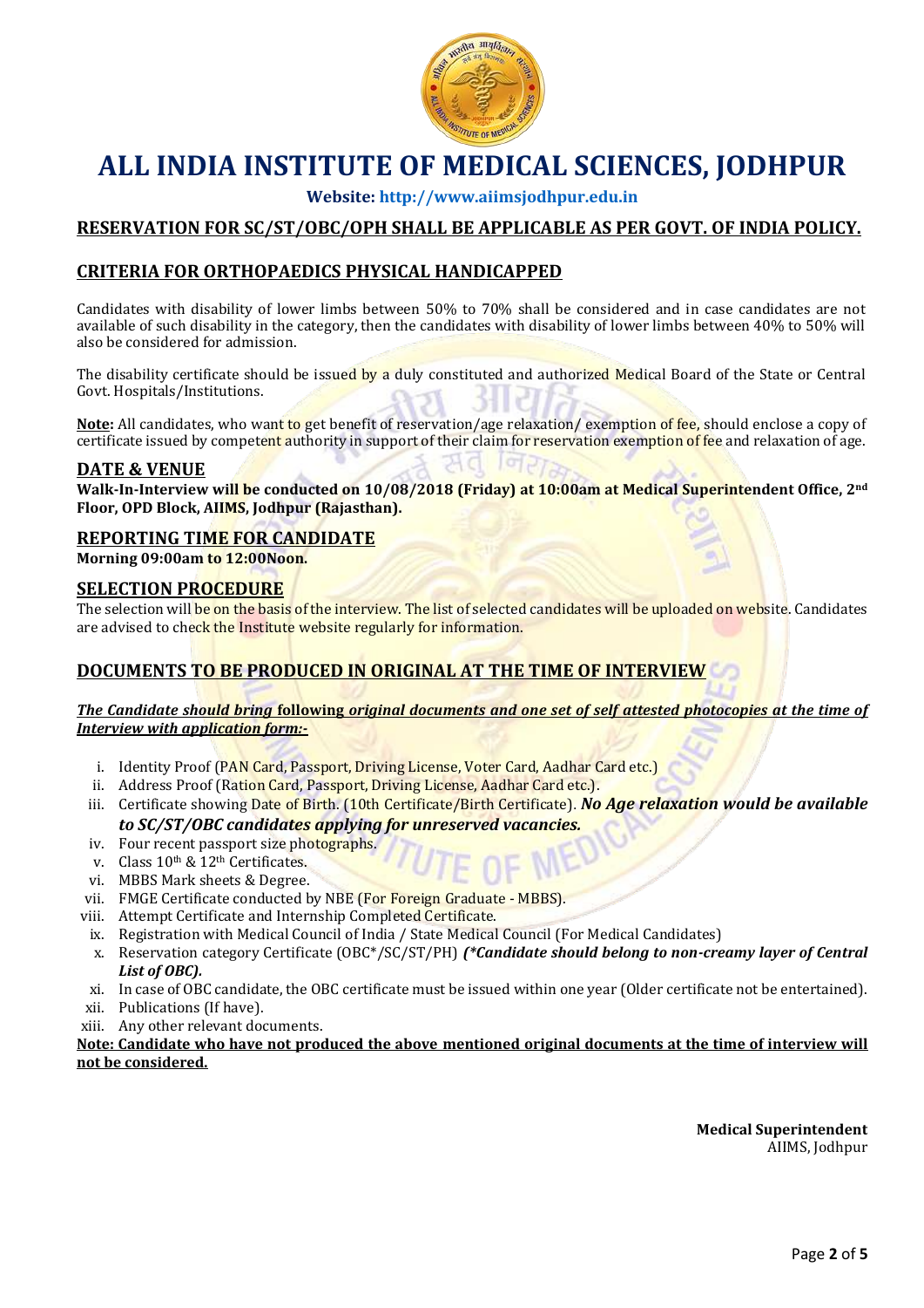# ALL INDIA INSTITUTE OF MEDICAL SCIENCES, JODHPUR

**Website: http://www.aiimsjodhpur.edu.in**

## RESERVATION FOR SC/ST/OBC/OPH SHALL BE APPLICABLE AS PER GOVT. OF INDIA POLICY.

## CRITERIA FOR ORTHOPAEDICS PHYSICAL HANDICAPPED

Candidates with disability of lower limbs between 50% to 70% shall be considered and in case candidates are not available of such disability in the category, then the candidates with disability of lower limbs between 40% to 50% will also be considered for admission.

The disability certificate should be issued by a duly constituted and authorized Medical Board of the State or Central Govt. Hospitals/Institutions.

**Note:** All candidates, who want to get benefit of reservation/age relaxation/ exemption of fee, should enclose a copy of certificate issued by competent authority in support of their claim for reservation exemption of fee and relaxation of age.

## DATE & VENUE

**Walk-In-Interview will be conducted on 10/08/2018 (Friday) at 10:00am at Medical Superintendent Office, 2nd Floor, OPD Block, AIIMS, Jodhpur (Rajasthan).**

## REPORTING TIME FOR CANDIDATE

**Morning 09:00am to 12:00Noon.**

## SELECTION PROCEDURE

The selection will be on the basis of the interview. The list of selected candidates will be uploaded on website. Candidates are advised to check the Institute website regularly for information.

## DOCUMENTS TO BE PRODUCED IN ORIGINAL AT THE TIME OF INTERVIEW

***The Candidate should bring following original documents and one set of self attested photocopies at the time of Interview with application form:-***

i. Identity Proof (PAN Card, Passport, Driving License, Voter Card, Aadhar Card etc.)
ii. Address Proof (Ration Card, Passport, Driving License, Aadhar Card etc.).
iii. Certificate showing Date of Birth. (10th Certificate/Birth Certificate). ***No Age relaxation would be available to SC/ST/OBC candidates applying for unreserved vacancies.***
iv. Four recent passport size photographs.
v. Class 10th & 12th Certificates.
vi. MBBS Mark sheets & Degree.
vii. FMGE Certificate conducted by NBE (For Foreign Graduate - MBBS).
viii. Attempt Certificate and Internship Completed Certificate.
ix. Registration with Medical Council of India / State Medical Council (For Medical Candidates)
x. Reservation category Certificate (OBC*/SC/ST/PH) ***(*Candidate should belong to non-creamy layer of Central List of OBC).***
xi. In case of OBC candidate, the OBC certificate must be issued within one year (Older certificate not be entertained).
xii. Publications (If have).
xiii. Any other relevant documents.

**Note: Candidate who have not produced the above mentioned original documents at the time of interview will not be considered.**

**Medical Superintendent**
AIIMS, Jodhpur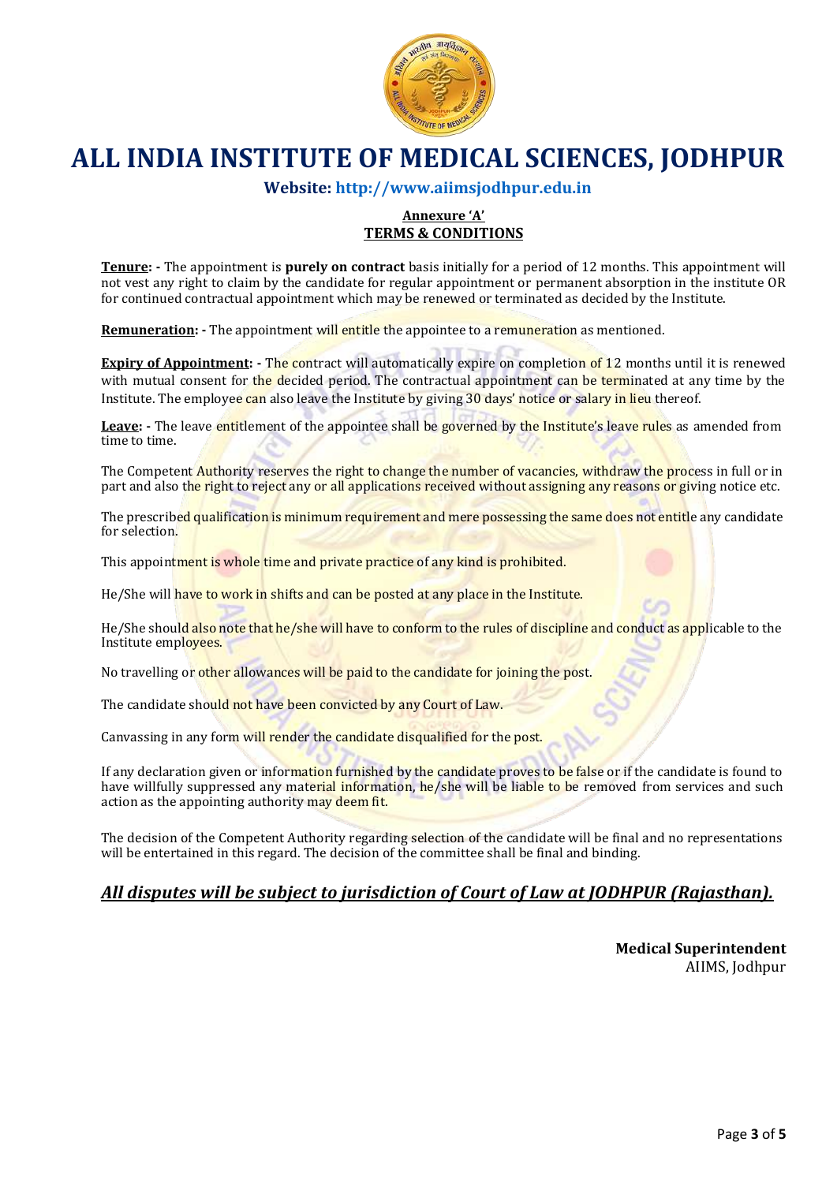# ALL INDIA INSTITUTE OF MEDICAL SCIENCES, JODHPUR

**Website: http://www.aiimsjodhpur.edu.in**

**Annexure 'A'**

**TERMS & CONDITIONS**

**Tenure: -** The appointment is **purely on contract** basis initially for a period of 12 months. This appointment will not vest any right to claim by the candidate for regular appointment or permanent absorption in the institute OR for continued contractual appointment which may be renewed or terminated as decided by the Institute.

**Remuneration: -** The appointment will entitle the appointee to a remuneration as mentioned.

**Expiry of Appointment: -** The contract will automatically expire on completion of 12 months until it is renewed with mutual consent for the decided period. The contractual appointment can be terminated at any time by the Institute. The employee can also leave the Institute by giving 30 days' notice or salary in lieu thereof.

**Leave: -** The leave entitlement of the appointee shall be governed by the Institute's leave rules as amended from time to time.

The Competent Authority reserves the right to change the number of vacancies, withdraw the process in full or in part and also the right to reject any or all applications received without assigning any reasons or giving notice etc.

The prescribed qualification is minimum requirement and mere possessing the same does not entitle any candidate for selection.

This appointment is whole time and private practice of any kind is prohibited.

He/She will have to work in shifts and can be posted at any place in the Institute.

He/She should also note that he/she will have to conform to the rules of discipline and conduct as applicable to the Institute employees.

No travelling or other allowances will be paid to the candidate for joining the post.

The candidate should not have been convicted by any Court of Law.

Canvassing in any form will render the candidate disqualified for the post.

If any declaration given or information furnished by the candidate proves to be false or if the candidate is found to have willfully suppressed any material information, he/she will be liable to be removed from services and such action as the appointing authority may deem fit.

The decision of the Competent Authority regarding selection of the candidate will be final and no representations will be entertained in this regard. The decision of the committee shall be final and binding.

***All disputes will be subject to jurisdiction of Court of Law at JODHPUR (Rajasthan).***

**Medical Superintendent**
AIIMS, Jodhpur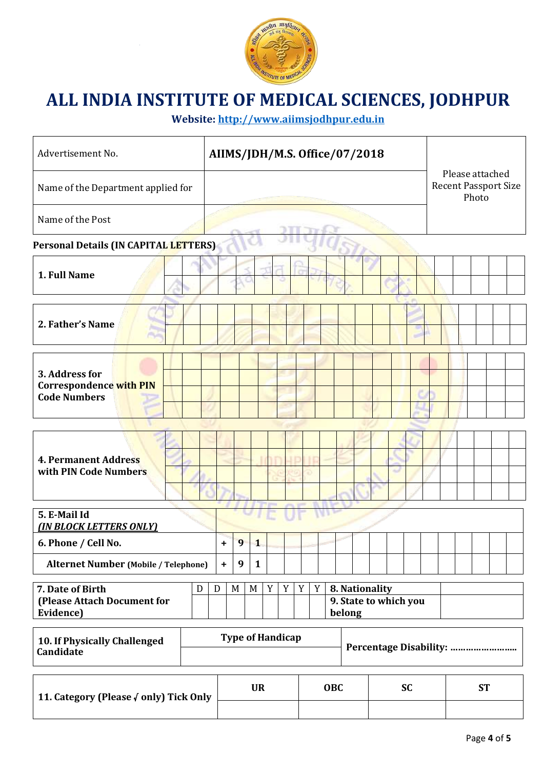# ALL INDIA INSTITUTE OF MEDICAL SCIENCES, JODHPUR

**Website: http://www.aiimsjodhpur.edu.in**

| Advertisement No. | AIIMS/JDH/M.S. Office/07/2018 | Please attached Recent Passport Size Photo |
|---|---|---|
| Name of the Department applied for | | |
| Name of the Post | | |

**Personal Details (IN CAPITAL LETTERS)**

| 1. Full Name | |
|---|---|
| | |

| 2. Father's Name | |
|---|---|
| | |

| 3. Address for Correspondence with PIN Code Numbers | |
|---|---|
| | |
| | |
| | |

| 4. Permanent Address with PIN Code Numbers | |
|---|---|
| | |
| | |
| | |

| 5. E-Mail Id *(IN BLOCK LETTERS ONLY)* | |
|---|---|
| 6. Phone / Cell No. | + 9 1 |
| Alternet Number (Mobile / Telephone) | + 9 1 |

| 7. Date of Birth (Please Attach Document for Evidence) | D | D | M | M | Y | Y | Y | Y | 8. Nationality | |
|---|---|---|---|---|---|---|---|---|---|---|
| | | | | | | | | | 9. State to which you belong | |

| 10. If Physically Challenged Candidate | Type of Handicap | Percentage Disability: ……………………. |
|---|---|---|
| | | |

| 11. Category (Please √ only) Tick Only | UR | OBC | SC | ST |
|---|---|---|---|---|
| | | | | |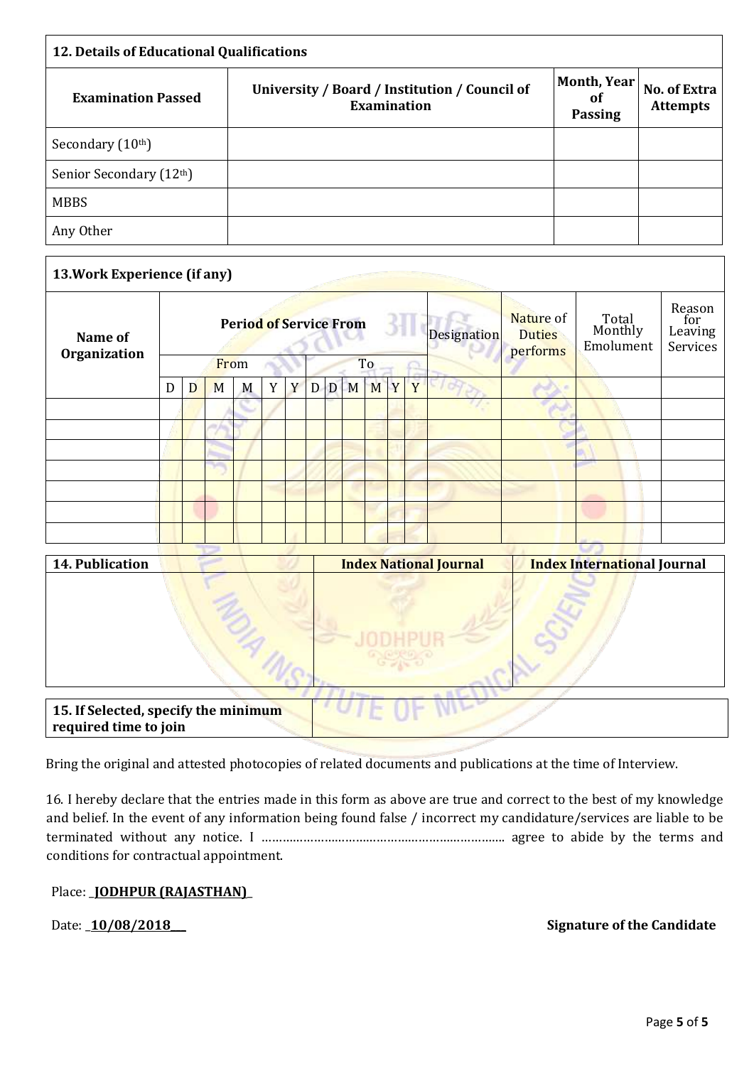| 12. Details of Educational Qualifications | | | |
|---|---|---|---|
| **Examination Passed** | **University / Board / Institution / Council of Examination** | **Month, Year of Passing** | **No. of Extra Attempts** |
| Secondary (10th) | | | |
| Senior Secondary (12th) | | | |
| MBBS | | | |
| Any Other | | | |

**13.Work Experience (if any)**

| Name of Organization | Period of Service From | | | | | | | | | | | | Designation | Nature of Duties performs | Total Monthly Emolument | Reason for Leaving Services |
|---|---|---|---|---|---|---|---|---|---|---|---|---|---|---|---|---|
| | From | | | | | | To | | | | | | | | | |
| | D | D | M | M | Y | Y | D | D | M | M | Y | Y | | | | |
| | | | | | | | | | | | | | | | | |
| | | | | | | | | | | | | | | | | |
| | | | | | | | | | | | | | | | | |
| | | | | | | | | | | | | | | | | |
| | | | | | | | | | | | | | | | | |
| | | | | | | | | | | | | | | | | |
| | | | | | | | | | | | | | | | | |

| 14. Publication | Index National Journal | Index International Journal |
|---|---|---|
| | | |

| 15. If Selected, specify the minimum required time to join | |
|---|---|

Bring the original and attested photocopies of related documents and publications at the time of Interview.

16. I hereby declare that the entries made in this form as above are true and correct to the best of my knowledge and belief. In the event of any information being found false / incorrect my candidature/services are liable to be terminated without any notice. I ………………………………………………………… agree to abide by the terms and conditions for contractual appointment.

Place: _**JODHPUR (RAJASTHAN)**_

Date: _**10/08/2018**___

**Signature of the Candidate**